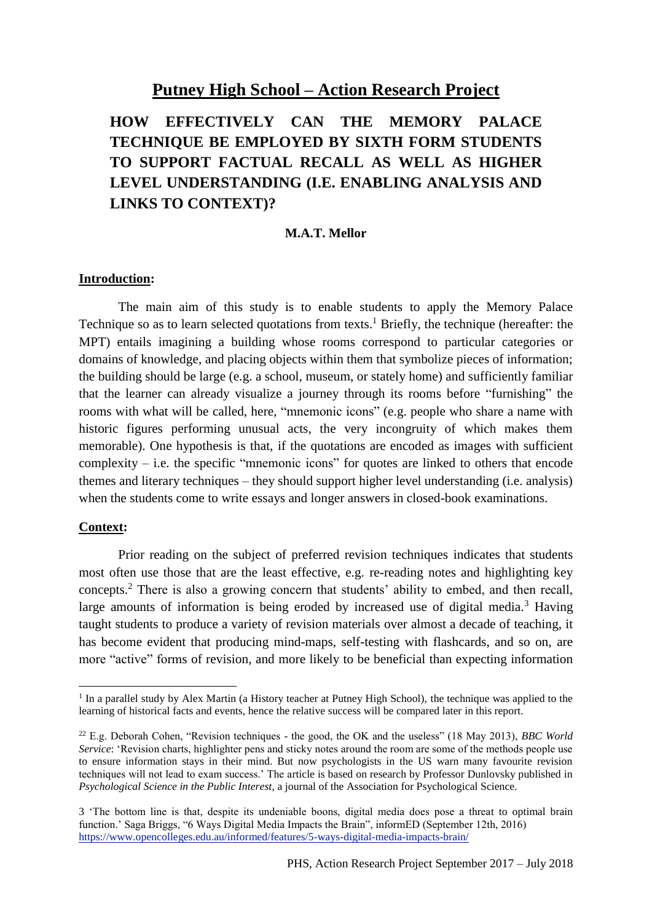# Putney High School – Action Research Project

## HOW EFFECTIVELY CAN THE MEMORY PALACE TECHNIQUE BE EMPLOYED BY SIXTH FORM STUDENTS TO SUPPORT FACTUAL RECALL AS WELL AS HIGHER LEVEL UNDERSTANDING (I.E. ENABLING ANALYSIS AND LINKS TO CONTEXT)?

**M.A.T. Mellor**

### Introduction:

The main aim of this study is to enable students to apply the Memory Palace Technique so as to learn selected quotations from texts.[1] Briefly, the technique (hereafter: the MPT) entails imagining a building whose rooms correspond to particular categories or domains of knowledge, and placing objects within them that symbolize pieces of information; the building should be large (e.g. a school, museum, or stately home) and sufficiently familiar that the learner can already visualize a journey through its rooms before "furnishing" the rooms with what will be called, here, "mnemonic icons" (e.g. people who share a name with historic figures performing unusual acts, the very incongruity of which makes them memorable). One hypothesis is that, if the quotations are encoded as images with sufficient complexity – i.e. the specific "mnemonic icons" for quotes are linked to others that encode themes and literary techniques – they should support higher level understanding (i.e. analysis) when the students come to write essays and longer answers in closed-book examinations.

### Context:

Prior reading on the subject of preferred revision techniques indicates that students most often use those that are the least effective, e.g. re-reading notes and highlighting key concepts.[2] There is also a growing concern that students' ability to embed, and then recall, large amounts of information is being eroded by increased use of digital media.[3] Having taught students to produce a variety of revision materials over almost a decade of teaching, it has become evident that producing mind-maps, self-testing with flashcards, and so on, are more "active" forms of revision, and more likely to be beneficial than expecting information

---

[1] In a parallel study by Alex Martin (a History teacher at Putney High School), the technique was applied to the learning of historical facts and events, hence the relative success will be compared later in this report.

[22] E.g. Deborah Cohen, "Revision techniques - the good, the OK and the useless" (18 May 2013), *BBC World Service*: 'Revision charts, highlighter pens and sticky notes around the room are some of the methods people use to ensure information stays in their mind. But now psychologists in the US warn many favourite revision techniques will not lead to exam success.' The article is based on research by Professor Dunlovsky published in *Psychological Science in the Public Interest*, a journal of the Association for Psychological Science.

3 'The bottom line is that, despite its undeniable boons, digital media does pose a threat to optimal brain function.' Saga Briggs, "6 Ways Digital Media Impacts the Brain", informED (September 12th, 2016) https://www.opencolleges.edu.au/informed/features/5-ways-digital-media-impacts-brain/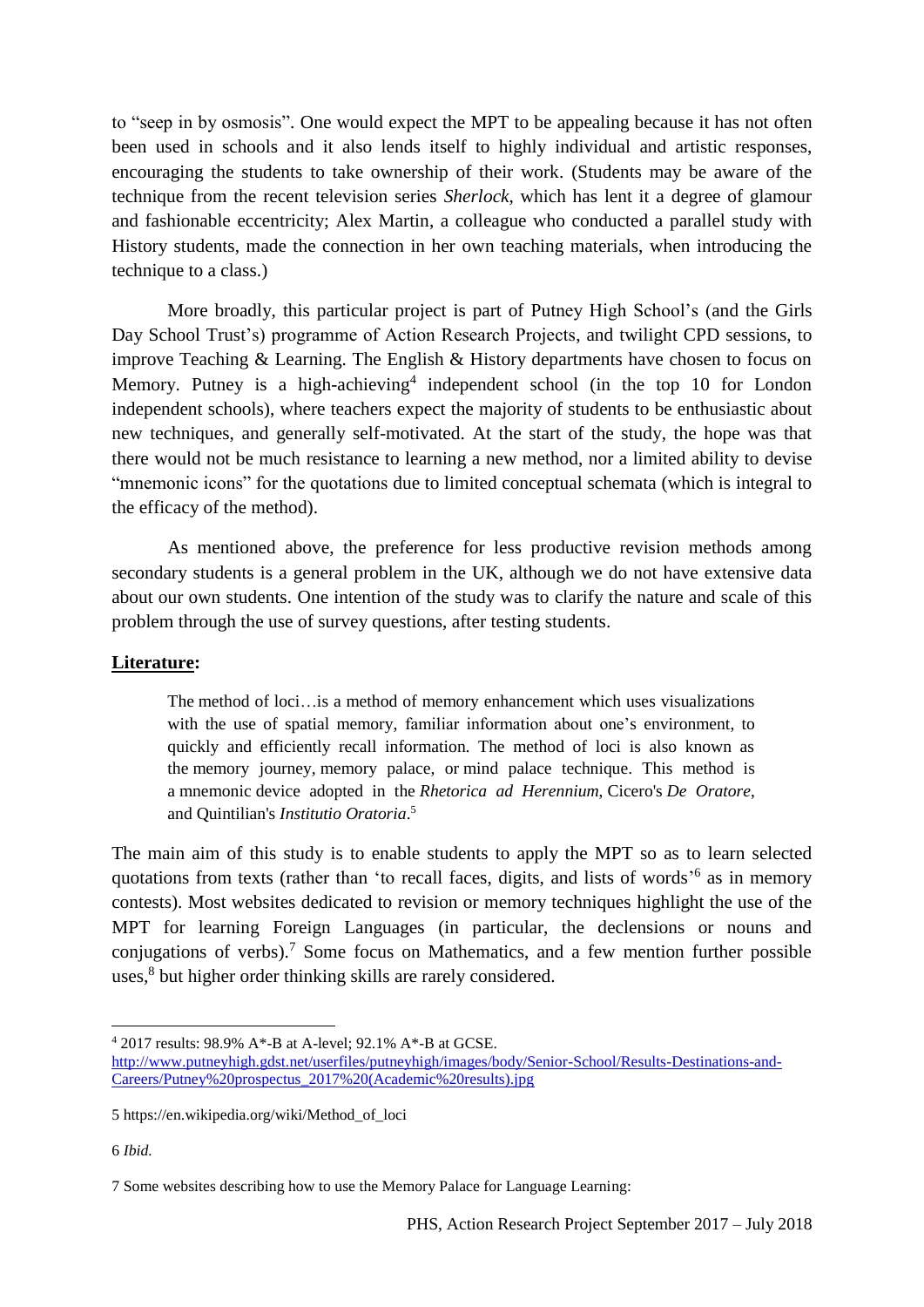to “seep in by osmosis”. One would expect the MPT to be appealing because it has not often been used in schools and it also lends itself to highly individual and artistic responses, encouraging the students to take ownership of their work. (Students may be aware of the technique from the recent television series *Sherlock*, which has lent it a degree of glamour and fashionable eccentricity; Alex Martin, a colleague who conducted a parallel study with History students, made the connection in her own teaching materials, when introducing the technique to a class.)

More broadly, this particular project is part of Putney High School’s (and the Girls Day School Trust’s) programme of Action Research Projects, and twilight CPD sessions, to improve Teaching & Learning. The English & History departments have chosen to focus on Memory. Putney is a high-achieving[4] independent school (in the top 10 for London independent schools), where teachers expect the majority of students to be enthusiastic about new techniques, and generally self-motivated. At the start of the study, the hope was that there would not be much resistance to learning a new method, nor a limited ability to devise “mnemonic icons” for the quotations due to limited conceptual schemata (which is integral to the efficacy of the method).

As mentioned above, the preference for less productive revision methods among secondary students is a general problem in the UK, although we do not have extensive data about our own students. One intention of the study was to clarify the nature and scale of this problem through the use of survey questions, after testing students.

**<u>Literature</u>:**

> The method of loci…is a method of memory enhancement which uses visualizations with the use of spatial memory, familiar information about one’s environment, to quickly and efficiently recall information. The method of loci is also known as the memory journey, memory palace, or mind palace technique. This method is a mnemonic device adopted in the *Rhetorica ad Herennium*, Cicero's *De Oratore*, and Quintilian's *Institutio Oratoria*.[5]

The main aim of this study is to enable students to apply the MPT so as to learn selected quotations from texts (rather than ‘to recall faces, digits, and lists of words’[6] as in memory contests). Most websites dedicated to revision or memory techniques highlight the use of the MPT for learning Foreign Languages (in particular, the declensions or nouns and conjugations of verbs).[7] Some focus on Mathematics, and a few mention further possible uses,[8] but higher order thinking skills are rarely considered.

---

[4] 2017 results: 98.9% A*-B at A-level; 92.1% A*-B at GCSE. http://www.putneyhigh.gdst.net/userfiles/putneyhigh/images/body/Senior-School/Results-Destinations-and-Careers/Putney%20prospectus_2017%20(Academic%20results).jpg

[5] https://en.wikipedia.org/wiki/Method_of_loci

[6] *Ibid.*

[7] Some websites describing how to use the Memory Palace for Language Learning: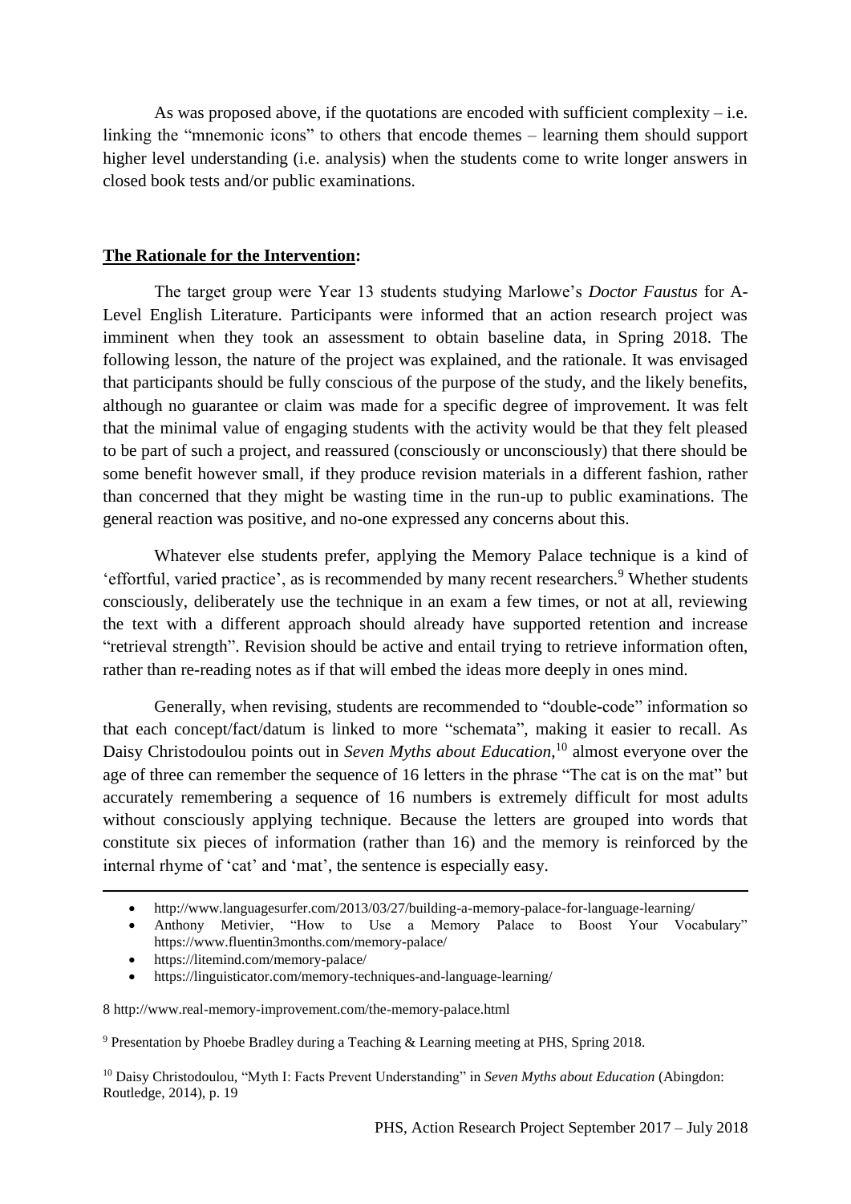As was proposed above, if the quotations are encoded with sufficient complexity – i.e. linking the "mnemonic icons" to others that encode themes – learning them should support higher level understanding (i.e. analysis) when the students come to write longer answers in closed book tests and/or public examinations.

**The Rationale for the Intervention:**

The target group were Year 13 students studying Marlowe's *Doctor Faustus* for A-Level English Literature. Participants were informed that an action research project was imminent when they took an assessment to obtain baseline data, in Spring 2018. The following lesson, the nature of the project was explained, and the rationale. It was envisaged that participants should be fully conscious of the purpose of the study, and the likely benefits, although no guarantee or claim was made for a specific degree of improvement. It was felt that the minimal value of engaging students with the activity would be that they felt pleased to be part of such a project, and reassured (consciously or unconsciously) that there should be some benefit however small, if they produce revision materials in a different fashion, rather than concerned that they might be wasting time in the run-up to public examinations. The general reaction was positive, and no-one expressed any concerns about this.

Whatever else students prefer, applying the Memory Palace technique is a kind of 'effortful, varied practice', as is recommended by many recent researchers.[9] Whether students consciously, deliberately use the technique in an exam a few times, or not at all, reviewing the text with a different approach should already have supported retention and increase "retrieval strength". Revision should be active and entail trying to retrieve information often, rather than re-reading notes as if that will embed the ideas more deeply in ones mind.

Generally, when revising, students are recommended to "double-code" information so that each concept/fact/datum is linked to more "schemata", making it easier to recall. As Daisy Christodoulou points out in *Seven Myths about Education*,[10] almost everyone over the age of three can remember the sequence of 16 letters in the phrase "The cat is on the mat" but accurately remembering a sequence of 16 numbers is extremely difficult for most adults without consciously applying technique. Because the letters are grouped into words that constitute six pieces of information (rather than 16) and the memory is reinforced by the internal rhyme of 'cat' and 'mat', the sentence is especially easy.

---

- http://www.languagesurfer.com/2013/03/27/building-a-memory-palace-for-language-learning/
- Anthony Metivier, "How to Use a Memory Palace to Boost Your Vocabulary" https://www.fluentin3months.com/memory-palace/
- https://litemind.com/memory-palace/
- https://linguisticator.com/memory-techniques-and-language-learning/

8 http://www.real-memory-improvement.com/the-memory-palace.html

9 Presentation by Phoebe Bradley during a Teaching & Learning meeting at PHS, Spring 2018.

10 Daisy Christodoulou, "Myth I: Facts Prevent Understanding" in *Seven Myths about Education* (Abingdon: Routledge, 2014), p. 19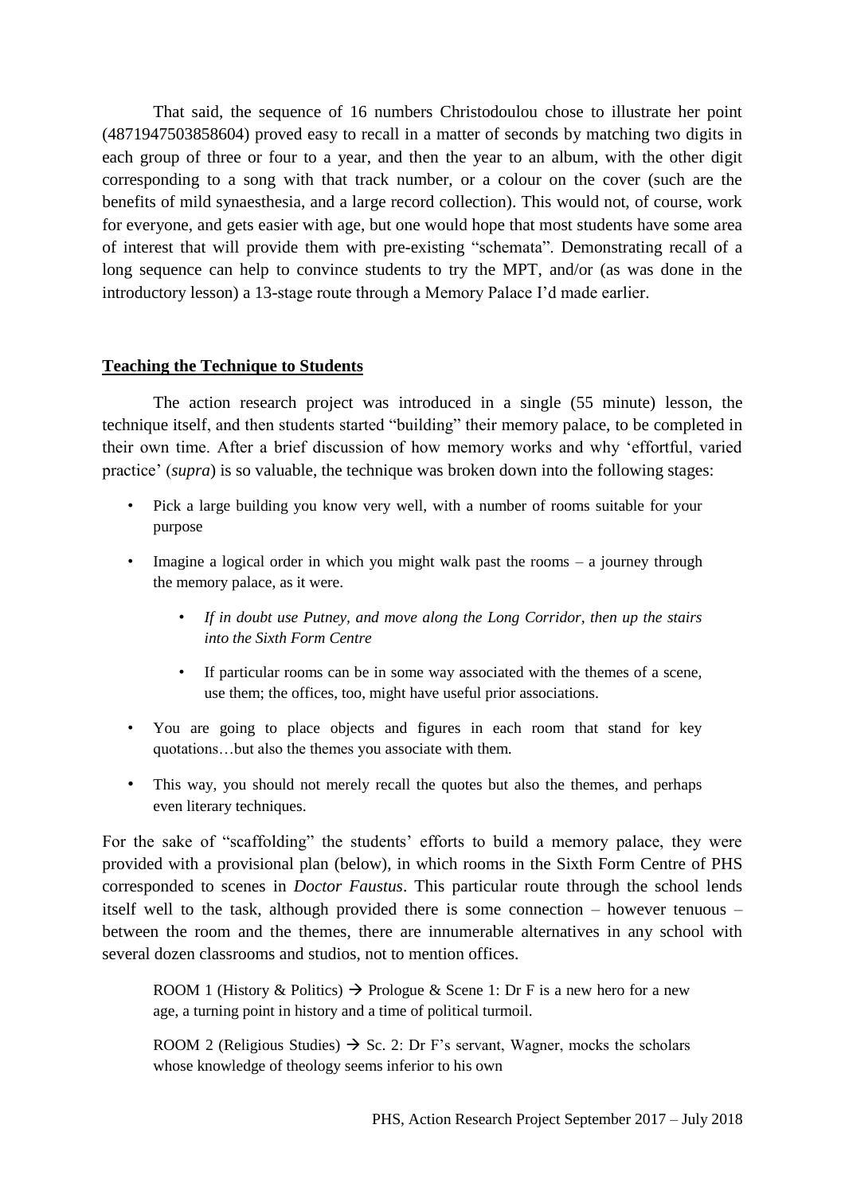That said, the sequence of 16 numbers Christodoulou chose to illustrate her point (4871947503858604) proved easy to recall in a matter of seconds by matching two digits in each group of three or four to a year, and then the year to an album, with the other digit corresponding to a song with that track number, or a colour on the cover (such are the benefits of mild synaesthesia, and a large record collection). This would not, of course, work for everyone, and gets easier with age, but one would hope that most students have some area of interest that will provide them with pre-existing "schemata". Demonstrating recall of a long sequence can help to convince students to try the MPT, and/or (as was done in the introductory lesson) a 13-stage route through a Memory Palace I'd made earlier.

## **Teaching the Technique to Students**

The action research project was introduced in a single (55 minute) lesson, the technique itself, and then students started "building" their memory palace, to be completed in their own time. After a brief discussion of how memory works and why 'effortful, varied practice' (*supra*) is so valuable, the technique was broken down into the following stages:

- Pick a large building you know very well, with a number of rooms suitable for your purpose
- Imagine a logical order in which you might walk past the rooms – a journey through the memory palace, as it were.
  - *If in doubt use Putney, and move along the Long Corridor, then up the stairs into the Sixth Form Centre*
  - If particular rooms can be in some way associated with the themes of a scene, use them; the offices, too, might have useful prior associations.
- You are going to place objects and figures in each room that stand for key quotations…but also the themes you associate with them.
- This way, you should not merely recall the quotes but also the themes, and perhaps even literary techniques.

For the sake of "scaffolding" the students' efforts to build a memory palace, they were provided with a provisional plan (below), in which rooms in the Sixth Form Centre of PHS corresponded to scenes in *Doctor Faustus*. This particular route through the school lends itself well to the task, although provided there is some connection – however tenuous – between the room and the themes, there are innumerable alternatives in any school with several dozen classrooms and studios, not to mention offices.

ROOM 1 (History & Politics) → Prologue & Scene 1: Dr F is a new hero for a new age, a turning point in history and a time of political turmoil.

ROOM 2 (Religious Studies) → Sc. 2: Dr F's servant, Wagner, mocks the scholars whose knowledge of theology seems inferior to his own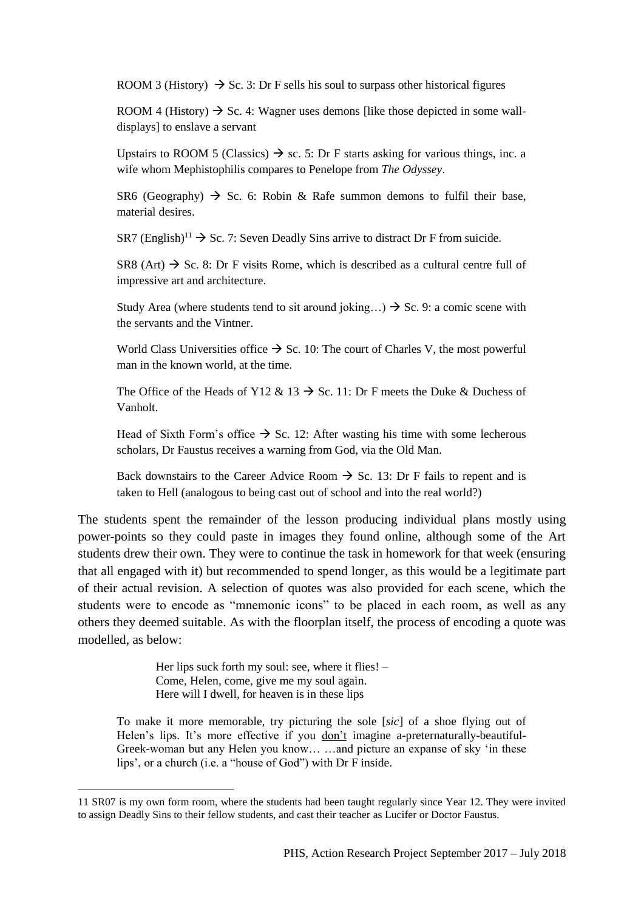ROOM 3 (History) → Sc. 3: Dr F sells his soul to surpass other historical figures

ROOM 4 (History) → Sc. 4: Wagner uses demons [like those depicted in some wall-displays] to enslave a servant

Upstairs to ROOM 5 (Classics) → sc. 5: Dr F starts asking for various things, inc. a wife whom Mephistophilis compares to Penelope from *The Odyssey*.

SR6 (Geography) → Sc. 6: Robin & Rafe summon demons to fulfil their base, material desires.

SR7 (English)[11] → Sc. 7: Seven Deadly Sins arrive to distract Dr F from suicide.

SR8 (Art) → Sc. 8: Dr F visits Rome, which is described as a cultural centre full of impressive art and architecture.

Study Area (where students tend to sit around joking…) → Sc. 9: a comic scene with the servants and the Vintner.

World Class Universities office → Sc. 10: The court of Charles V, the most powerful man in the known world, at the time.

The Office of the Heads of Y12 & 13 → Sc. 11: Dr F meets the Duke & Duchess of Vanholt.

Head of Sixth Form's office → Sc. 12: After wasting his time with some lecherous scholars, Dr Faustus receives a warning from God, via the Old Man.

Back downstairs to the Career Advice Room → Sc. 13: Dr F fails to repent and is taken to Hell (analogous to being cast out of school and into the real world?)

The students spent the remainder of the lesson producing individual plans mostly using power-points so they could paste in images they found online, although some of the Art students drew their own. They were to continue the task in homework for that week (ensuring that all engaged with it) but recommended to spend longer, as this would be a legitimate part of their actual revision. A selection of quotes was also provided for each scene, which the students were to encode as "mnemonic icons" to be placed in each room, as well as any others they deemed suitable. As with the floorplan itself, the process of encoding a quote was modelled, as below:

> Her lips suck forth my soul: see, where it flies! –
> Come, Helen, come, give me my soul again.
> Here will I dwell, for heaven is in these lips

> To make it more memorable, try picturing the sole [*sic*] of a shoe flying out of Helen's lips. It's more effective if you <u>don't</u> imagine a-preternaturally-beautiful-Greek-woman but any Helen you know… …and picture an expanse of sky 'in these lips', or a church (i.e. a "house of God") with Dr F inside.

---

[11] SR07 is my own form room, where the students had been taught regularly since Year 12. They were invited to assign Deadly Sins to their fellow students, and cast their teacher as Lucifer or Doctor Faustus.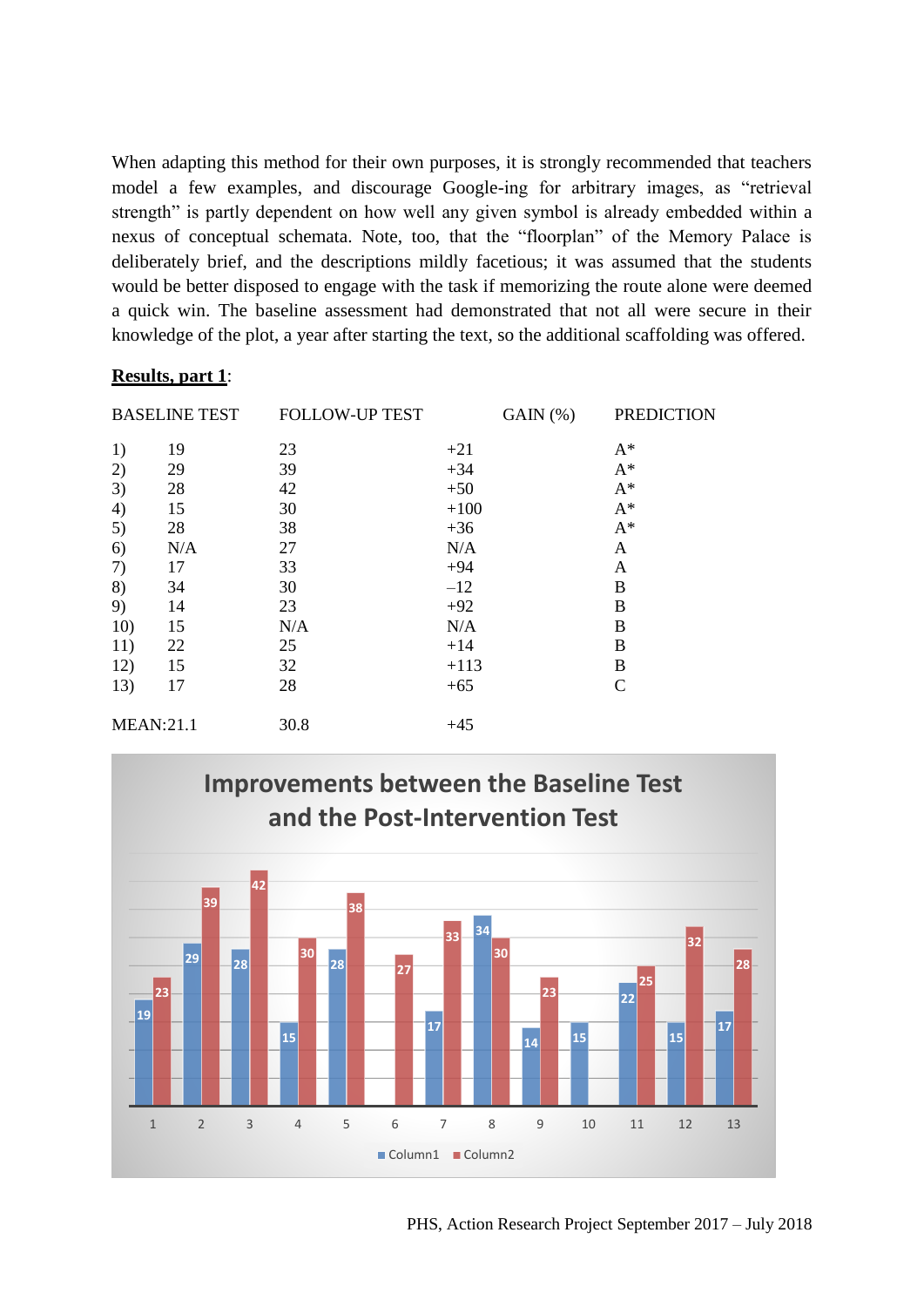When adapting this method for their own purposes, it is strongly recommended that teachers model a few examples, and discourage Google-ing for arbitrary images, as "retrieval strength" is partly dependent on how well any given symbol is already embedded within a nexus of conceptual schemata. Note, too, that the "floorplan" of the Memory Palace is deliberately brief, and the descriptions mildly facetious; it was assumed that the students would be better disposed to engage with the task if memorizing the route alone were deemed a quick win. The baseline assessment had demonstrated that not all were secure in their knowledge of the plot, a year after starting the text, so the additional scaffolding was offered.

**Results, part 1**:

| | BASELINE TEST | FOLLOW-UP TEST | GAIN (%) | PREDICTION |
|---|---|---|---|---|
| 1) | 19 | 23 | +21 | A* |
| 2) | 29 | 39 | +34 | A* |
| 3) | 28 | 42 | +50 | A* |
| 4) | 15 | 30 | +100 | A* |
| 5) | 28 | 38 | +36 | A* |
| 6) | N/A | 27 | N/A | A |
| 7) | 17 | 33 | +94 | A |
| 8) | 34 | 30 | –12 | B |
| 9) | 14 | 23 | +92 | B |
| 10) | 15 | N/A | N/A | B |
| 11) | 22 | 25 | +14 | B |
| 12) | 15 | 32 | +113 | B |
| 13) | 17 | 28 | +65 | C |
| MEAN: | 21.1 | 30.8 | +45 | |

**Improvements between the Baseline Test and the Post-Intervention Test**

| | 1 | 2 | 3 | 4 | 5 | 6 | 7 | 8 | 9 | 10 | 11 | 12 | 13 |
|---|---|---|---|---|---|---|---|---|---|---|---|---|---|
| Column1 | 19 | 29 | 28 | 15 | 28 | | 17 | 34 | 14 | 15 | 22 | 15 | 17 |
| Column2 | 23 | 39 | 42 | 30 | 38 | 27 | 33 | 30 | 23 | | 25 | 32 | 28 |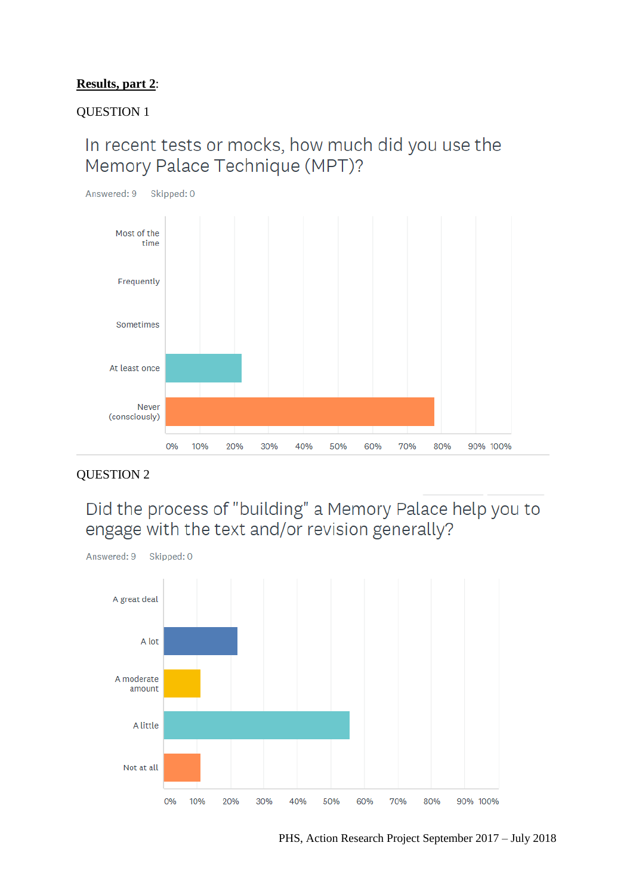**Results, part 2**:

QUESTION 1

In recent tests or mocks, how much did you use the Memory Palace Technique (MPT)?

Answered: 9 Skipped: 0

Most of the time

Frequently

Sometimes

At least once

Never (consciously)

0% 10% 20% 30% 40% 50% 60% 70% 80% 90% 100%

QUESTION 2

Did the process of "building" a Memory Palace help you to engage with the text and/or revision generally?

Answered: 9 Skipped: 0

A great deal

A lot

A moderate amount

A little

Not at all

0% 10% 20% 30% 40% 50% 60% 70% 80% 90% 100%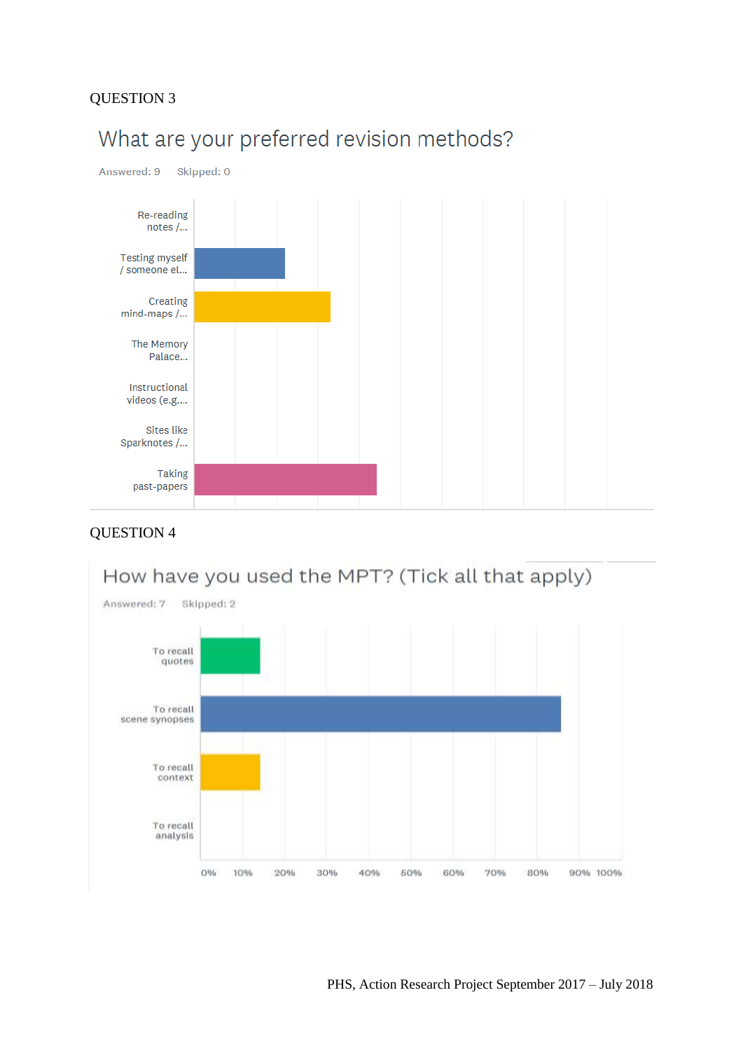QUESTION 3

What are your preferred revision methods?

Answered: 9 Skipped: 0

Re-reading notes /...

Testing myself / someone el...

Creating mind-maps /...

The Memory Palace...

Instructional videos (e.g....

Sites like Sparknotes /...

Taking past-papers

QUESTION 4

How have you used the MPT? (Tick all that apply)

Answered: 7 Skipped: 2

To recall quotes

To recall scene synopses

To recall context

To recall analysis

0% 10% 20% 30% 40% 50% 60% 70% 80% 90% 100%

PHS, Action Research Project September 2017 – July 2018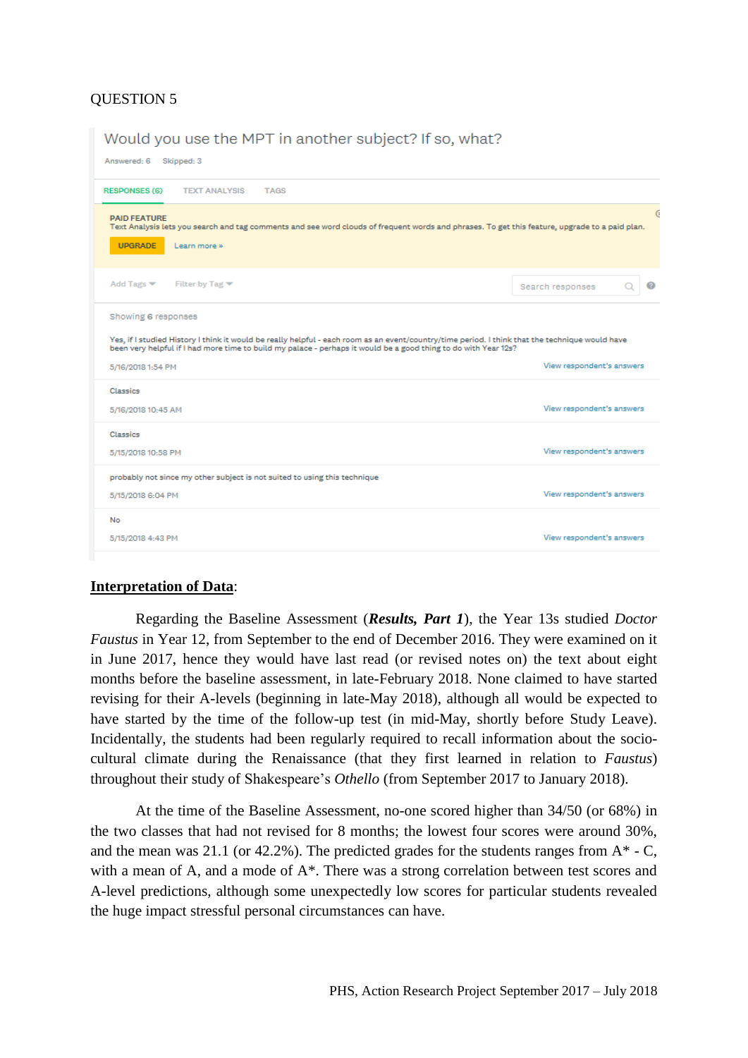QUESTION 5

Would you use the MPT in another subject? If so, what?

Answered: 6 Skipped: 3

RESPONSES (6) TEXT ANALYSIS TAGS

PAID FEATURE
Text Analysis lets you search and tag comments and see word clouds of frequent words and phrases. To get this feature, upgrade to a paid plan.

UPGRADE Learn more »

Add Tags Filter by Tag Search responses

Showing 6 responses

Yes, if I studied History I think it would be really helpful - each room as an event/country/time period. I think that the technique would have been very helpful if I had more time to build my palace - perhaps it would be a good thing to do with Year 12s?

5/16/2018 1:54 PM View respondent's answers

Classics

5/16/2018 10:45 AM View respondent's answers

Classics

5/15/2018 10:58 PM View respondent's answers

probably not since my other subject is not suited to using this technique

5/15/2018 6:04 PM View respondent's answers

No

5/15/2018 4:43 PM View respondent's answers

**Interpretation of Data**:

Regarding the Baseline Assessment (***Results, Part 1***), the Year 13s studied *Doctor Faustus* in Year 12, from September to the end of December 2016. They were examined on it in June 2017, hence they would have last read (or revised notes on) the text about eight months before the baseline assessment, in late-February 2018. None claimed to have started revising for their A-levels (beginning in late-May 2018), although all would be expected to have started by the time of the follow-up test (in mid-May, shortly before Study Leave). Incidentally, the students had been regularly required to recall information about the socio-cultural climate during the Renaissance (that they first learned in relation to *Faustus*) throughout their study of Shakespeare's *Othello* (from September 2017 to January 2018).

At the time of the Baseline Assessment, no-one scored higher than 34/50 (or 68%) in the two classes that had not revised for 8 months; the lowest four scores were around 30%, and the mean was 21.1 (or 42.2%). The predicted grades for the students ranges from A* - C, with a mean of A, and a mode of A*. There was a strong correlation between test scores and A-level predictions, although some unexpectedly low scores for particular students revealed the huge impact stressful personal circumstances can have.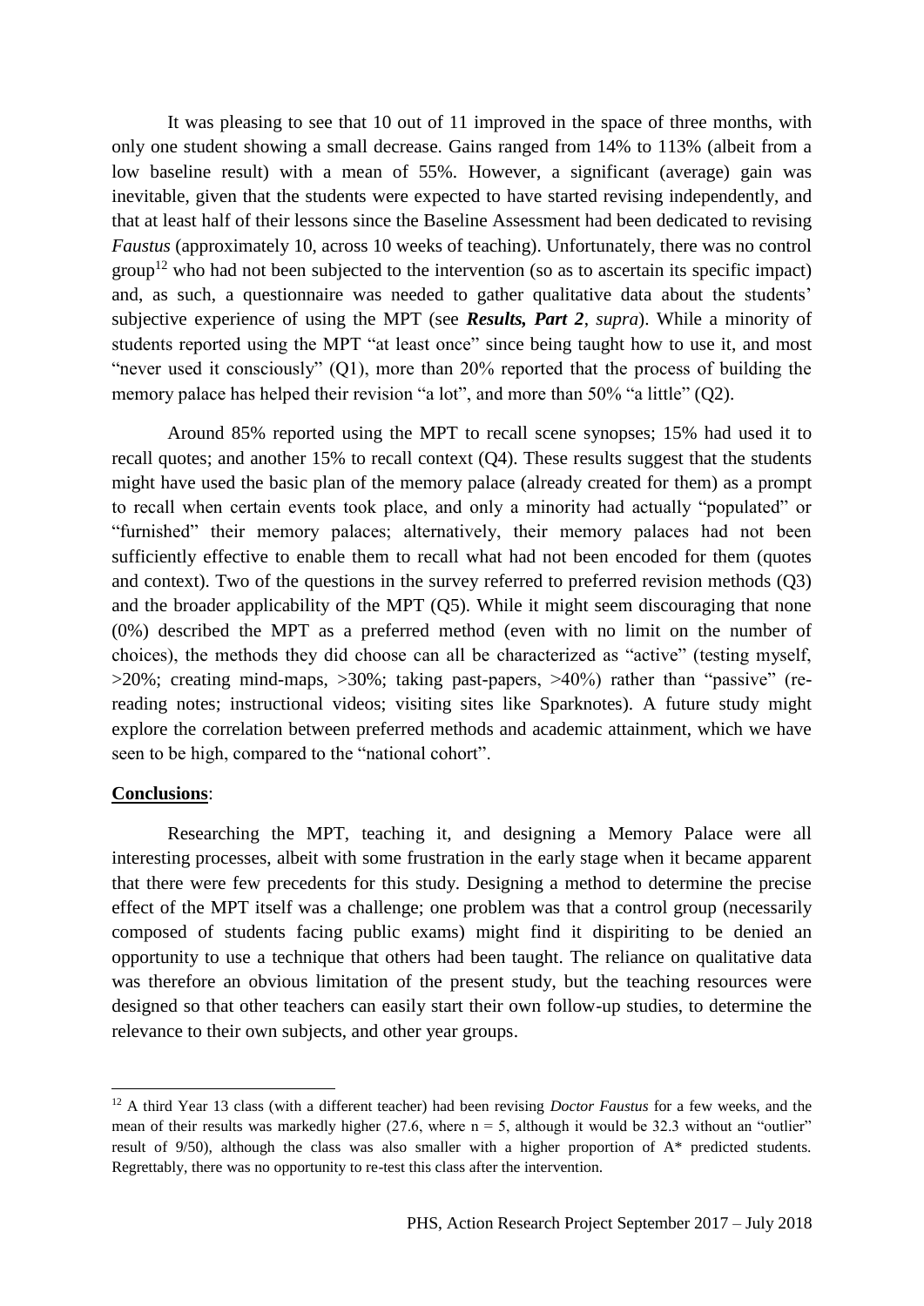It was pleasing to see that 10 out of 11 improved in the space of three months, with only one student showing a small decrease. Gains ranged from 14% to 113% (albeit from a low baseline result) with a mean of 55%. However, a significant (average) gain was inevitable, given that the students were expected to have started revising independently, and that at least half of their lessons since the Baseline Assessment had been dedicated to revising *Faustus* (approximately 10, across 10 weeks of teaching). Unfortunately, there was no control group[12] who had not been subjected to the intervention (so as to ascertain its specific impact) and, as such, a questionnaire was needed to gather qualitative data about the students' subjective experience of using the MPT (see ***Results, Part 2***, *supra*). While a minority of students reported using the MPT "at least once" since being taught how to use it, and most "never used it consciously" (Q1), more than 20% reported that the process of building the memory palace has helped their revision "a lot", and more than 50% "a little" (Q2).

Around 85% reported using the MPT to recall scene synopses; 15% had used it to recall quotes; and another 15% to recall context (Q4). These results suggest that the students might have used the basic plan of the memory palace (already created for them) as a prompt to recall when certain events took place, and only a minority had actually "populated" or "furnished" their memory palaces; alternatively, their memory palaces had not been sufficiently effective to enable them to recall what had not been encoded for them (quotes and context). Two of the questions in the survey referred to preferred revision methods (Q3) and the broader applicability of the MPT (Q5). While it might seem discouraging that none (0%) described the MPT as a preferred method (even with no limit on the number of choices), the methods they did choose can all be characterized as "active" (testing myself, >20%; creating mind-maps, >30%; taking past-papers, >40%) rather than "passive" (re-reading notes; instructional videos; visiting sites like Sparknotes). A future study might explore the correlation between preferred methods and academic attainment, which we have seen to be high, compared to the "national cohort".

**Conclusions**:

Researching the MPT, teaching it, and designing a Memory Palace were all interesting processes, albeit with some frustration in the early stage when it became apparent that there were few precedents for this study. Designing a method to determine the precise effect of the MPT itself was a challenge; one problem was that a control group (necessarily composed of students facing public exams) might find it dispiriting to be denied an opportunity to use a technique that others had been taught. The reliance on qualitative data was therefore an obvious limitation of the present study, but the teaching resources were designed so that other teachers can easily start their own follow-up studies, to determine the relevance to their own subjects, and other year groups.

---

[12] A third Year 13 class (with a different teacher) had been revising *Doctor Faustus* for a few weeks, and the mean of their results was markedly higher (27.6, where $n = 5$, although it would be 32.3 without an "outlier" result of 9/50), although the class was also smaller with a higher proportion of A* predicted students. Regrettably, there was no opportunity to re-test this class after the intervention.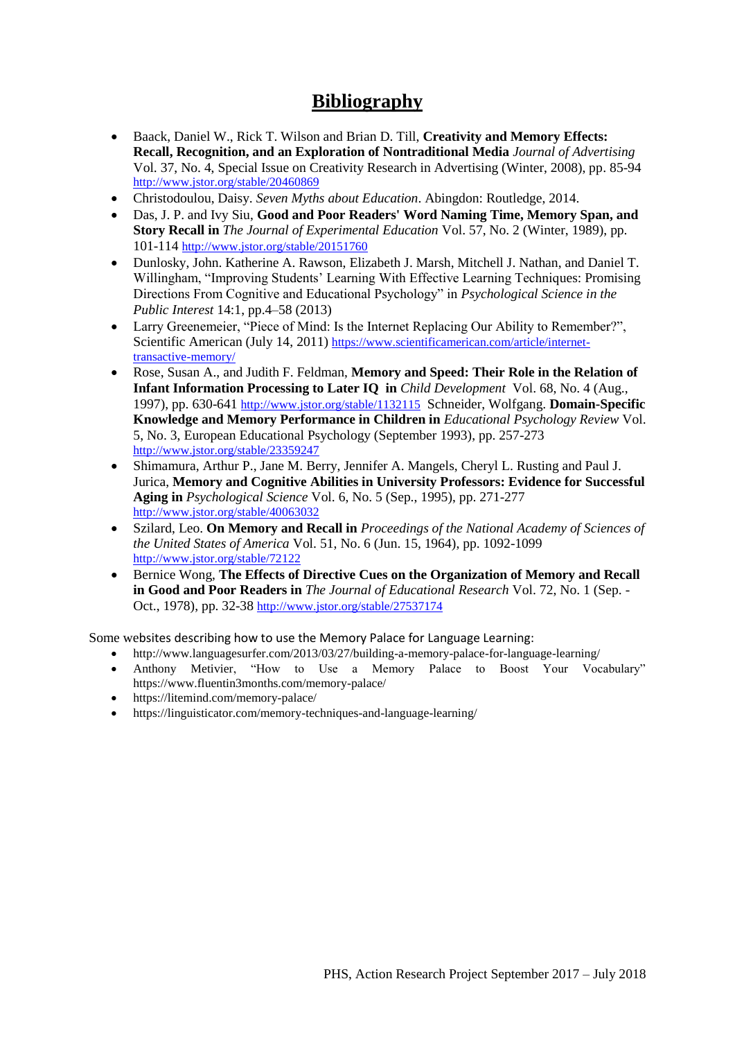# Bibliography

- Baack, Daniel W., Rick T. Wilson and Brian D. Till, **Creativity and Memory Effects: Recall, Recognition, and an Exploration of Nontraditional Media** *Journal of Advertising* Vol. 37, No. 4, Special Issue on Creativity Research in Advertising (Winter, 2008), pp. 85-94 http://www.jstor.org/stable/20460869
- Christodoulou, Daisy. *Seven Myths about Education*. Abingdon: Routledge, 2014.
- Das, J. P. and Ivy Siu, **Good and Poor Readers' Word Naming Time, Memory Span, and Story Recall in** *The Journal of Experimental Education* Vol. 57, No. 2 (Winter, 1989), pp. 101-114 http://www.jstor.org/stable/20151760
- Dunlosky, John. Katherine A. Rawson, Elizabeth J. Marsh, Mitchell J. Nathan, and Daniel T. Willingham, "Improving Students' Learning With Effective Learning Techniques: Promising Directions From Cognitive and Educational Psychology" in *Psychological Science in the Public Interest* 14:1, pp.4–58 (2013)
- Larry Greenemeier, "Piece of Mind: Is the Internet Replacing Our Ability to Remember?", Scientific American (July 14, 2011) https://www.scientificamerican.com/article/internet-transactive-memory/
- Rose, Susan A., and Judith F. Feldman, **Memory and Speed: Their Role in the Relation of Infant Information Processing to Later IQ in** *Child Development* Vol. 68, No. 4 (Aug., 1997), pp. 630-641 http://www.jstor.org/stable/1132115 Schneider, Wolfgang. **Domain-Specific Knowledge and Memory Performance in Children in** *Educational Psychology Review* Vol. 5, No. 3, European Educational Psychology (September 1993), pp. 257-273 http://www.jstor.org/stable/23359247
- Shimamura, Arthur P., Jane M. Berry, Jennifer A. Mangels, Cheryl L. Rusting and Paul J. Jurica, **Memory and Cognitive Abilities in University Professors: Evidence for Successful Aging in** *Psychological Science* Vol. 6, No. 5 (Sep., 1995), pp. 271-277 http://www.jstor.org/stable/40063032
- Szilard, Leo. **On Memory and Recall in** *Proceedings of the National Academy of Sciences of the United States of America* Vol. 51, No. 6 (Jun. 15, 1964), pp. 1092-1099 http://www.jstor.org/stable/72122
- Bernice Wong, **The Effects of Directive Cues on the Organization of Memory and Recall in Good and Poor Readers in** *The Journal of Educational Research* Vol. 72, No. 1 (Sep. - Oct., 1978), pp. 32-38 http://www.jstor.org/stable/27537174

Some websites describing how to use the Memory Palace for Language Learning:

- http://www.languagesurfer.com/2013/03/27/building-a-memory-palace-for-language-learning/
- Anthony Metivier, "How to Use a Memory Palace to Boost Your Vocabulary" https://www.fluentin3months.com/memory-palace/
- https://litemind.com/memory-palace/
- https://linguisticator.com/memory-techniques-and-language-learning/